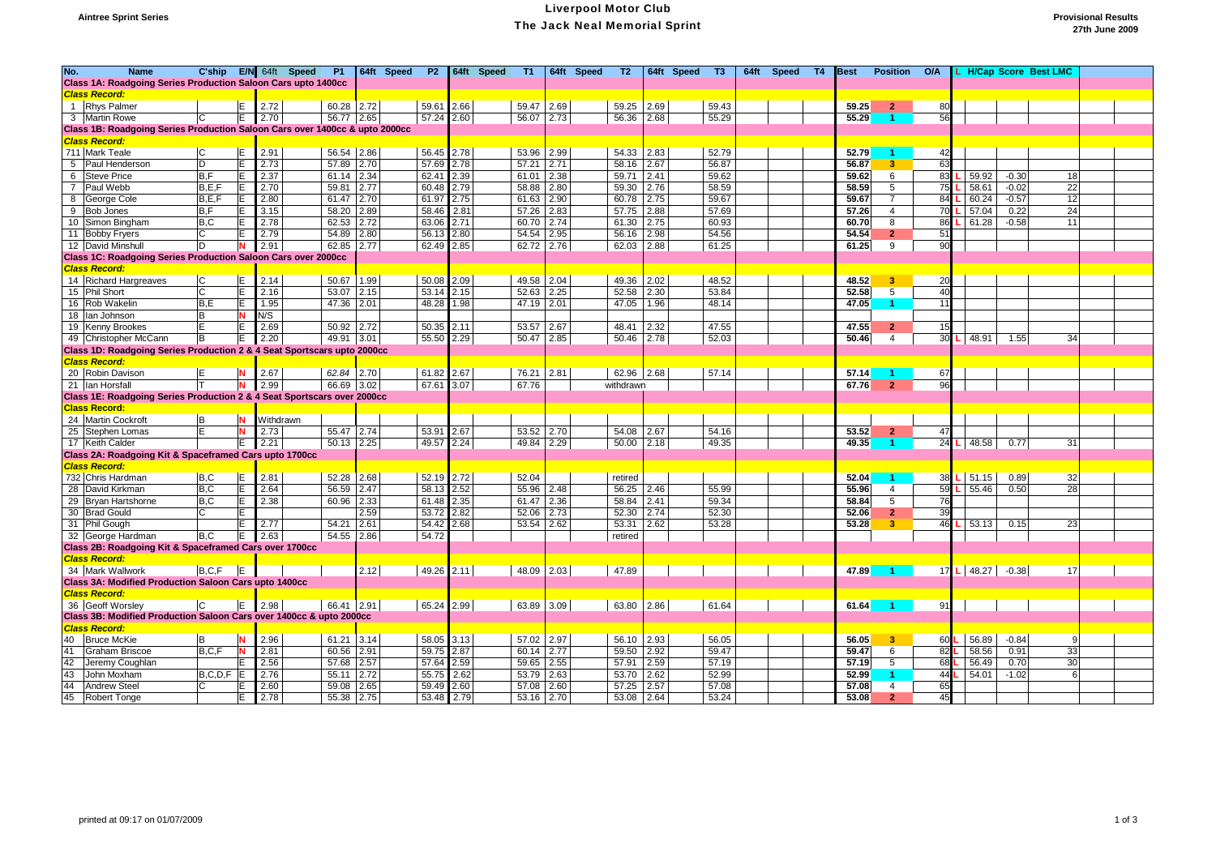Aintree Sprint Series

# Liverpool Motor Club

## The Jack Neal Memorial Sprint

Provisional Results
27th June 2009

| No. | Name | C'ship | E/N | 64ft | Speed | P1 | 64ft | Speed | P2 | 64ft | Speed | T1 | 64ft | Speed | T2 | 64ft | Speed | T3 | 64ft | Speed | T4 | Best | Position | O/A | L | H/Cap | Score | Best LMC |
|---|---|---|---|---|---|---|---|---|---|---|---|---|---|---|---|---|---|---|---|---|---|---|---|---|---|---|---|---|
| **Class 1A: Roadgoing Series Production Saloon Cars upto 1400cc** | | | | | | | | | | | | | | | | | | | | | | | | | | | | |
| *Class Record:* | | | | | | | | | | | | | | | | | | | | | | | | | | | | |
| 1 | Rhys Palmer | | E | 2.72 | | 60.28 | 2.72 | | 59.61 | 2.66 | | 59.47 | 2.69 | | 59.25 | 2.69 | | 59.43 | | | | 59.25 | 2 | 80 | | | | |
| 3 | Martin Rowe | C | E | 2.70 | | 56.77 | 2.65 | | 57.24 | 2.60 | | 56.07 | 2.73 | | 56.36 | 2.68 | | 55.29 | | | | 55.29 | 1 | 56 | | | | |
| **Class 1B: Roadgoing Series Production Saloon Cars over 1400cc & upto 2000cc** | | | | | | | | | | | | | | | | | | | | | | | | | | | | |
| *Class Record:* | | | | | | | | | | | | | | | | | | | | | | | | | | | | |
| 711 | Mark Teale | C | E | 2.91 | | 56.54 | 2.86 | | 56.45 | 2.78 | | 53.96 | 2.99 | | 54.33 | 2.83 | | 52.79 | | | | 52.79 | 1 | 42 | | | | |
| 5 | Paul Henderson | D | E | 2.73 | | 57.89 | 2.70 | | 57.69 | 2.78 | | 57.21 | 2.71 | | 58.16 | 2.67 | | 56.87 | | | | 56.87 | 3 | 63 | | | | |
| 6 | Steve Price | B,F | E | 2.37 | | 61.14 | 2.34 | | 62.41 | 2.39 | | 61.01 | 2.38 | | 59.71 | 2.41 | | 59.62 | | | | 59.62 | 6 | 83 | L | 59.92 | -0.30 | 18 |
| 7 | Paul Webb | B,E,F | E | 2.70 | | 59.81 | 2.77 | | 60.48 | 2.79 | | 58.88 | 2.80 | | 59.30 | 2.76 | | 58.59 | | | | 58.59 | 5 | 75 | L | 58.61 | -0.02 | 22 |
| 8 | George Cole | B,E,F | E | 2.80 | | 61.47 | 2.70 | | 61.97 | 2.75 | | 61.63 | 2.90 | | 60.78 | 2.75 | | 59.67 | | | | 59.67 | 7 | 84 | L | 60.24 | -0.57 | 12 |
| 9 | Bob Jones | B,F | E | 3.15 | | 58.20 | 2.89 | | 58.46 | 2.81 | | 57.26 | 2.83 | | 57.75 | 2.88 | | 57.69 | | | | 57.26 | 4 | 70 | L | 57.04 | 0.22 | 24 |
| 10 | Simon Bingham | B,C | E | 2.78 | | 62.53 | 2.72 | | 63.06 | 2.71 | | 60.70 | 2.74 | | 61.30 | 2.75 | | 60.93 | | | | 60.70 | 8 | 86 | L | 61.28 | -0.58 | 11 |
| 11 | Bobby Fryers | C | E | 2.79 | | 54.89 | 2.80 | | 56.13 | 2.80 | | 54.54 | 2.95 | | 56.16 | 2.98 | | 54.56 | | | | 54.54 | 2 | 51 | | | | |
| 12 | David Minshull | D | N | 2.91 | | 62.85 | 2.77 | | 62.49 | 2.85 | | 62.72 | 2.76 | | 62.03 | 2.88 | | 61.25 | | | | 61.25 | 9 | 90 | | | | |
| **Class 1C: Roadgoing Series Production Saloon Cars over 2000cc** | | | | | | | | | | | | | | | | | | | | | | | | | | | | |
| *Class Record:* | | | | | | | | | | | | | | | | | | | | | | | | | | | | |
| 14 | Richard Hargreaves | C | E | 2.14 | | 50.67 | 1.99 | | 50.08 | 2.09 | | 49.58 | 2.04 | | 49.36 | 2.02 | | 48.52 | | | | 48.52 | 3 | 20 | | | | |
| 15 | Phil Short | C | E | 2.16 | | 53.07 | 2.15 | | 53.14 | 2.15 | | 52.63 | 2.25 | | 52.58 | 2.30 | | 53.84 | | | | 52.58 | 5 | 40 | | | | |
| 16 | Rob Wakelin | B,E | E | 1.95 | | 47.36 | 2.01 | | 48.28 | 1.98 | | 47.19 | 2.01 | | 47.05 | 1.96 | | 48.14 | | | | 47.05 | 1 | 11 | | | | |
| 18 | Ian Johnson | B | N | N/S | | | | | | | | | | | | | | | | | | | | | | | | |
| 19 | Kenny Brookes | E | E | 2.69 | | 50.92 | 2.72 | | 50.35 | 2.11 | | 53.57 | 2.67 | | 48.41 | 2.32 | | 47.55 | | | | 47.55 | 2 | 15 | | | | |
| 49 | Christopher McCann | B | E | 2.20 | | 49.91 | 3.01 | | 55.50 | 2.29 | | 50.47 | 2.85 | | 50.46 | 2.78 | | 52.03 | | | | 50.46 | 4 | 30 | L | 48.91 | 1.55 | 34 |
| **Class 1D: Roadgoing Series Production 2 & 4 Seat Sportscars upto 2000cc** | | | | | | | | | | | | | | | | | | | | | | | | | | | | |
| *Class Record:* | | | | | | | | | | | | | | | | | | | | | | | | | | | | |
| 20 | Robin Davison | E | N | 2.67 | | 62.84 | 2.70 | | 61.82 | 2.67 | | 76.21 | 2.81 | | 62.96 | 2.68 | | 57.14 | | | | 57.14 | 1 | 67 | | | | |
| 21 | Ian Horsfall | T | N | 2.99 | | 66.69 | 3.02 | | 67.61 | 3.07 | | 67.76 | | | withdrawn | | | | | | | 67.76 | 2 | 96 | | | | |
| **Class 1E: Roadgoing Series Production 2 & 4 Seat Sportscars over 2000cc** | | | | | | | | | | | | | | | | | | | | | | | | | | | | |
| *Class Record:* | | | | | | | | | | | | | | | | | | | | | | | | | | | | |
| 24 | Martin Cockroft | B | N | Withdrawn | | | | | | | | | | | | | | | | | | | | | | | | |
| 25 | Stephen Lomas | E | N | 2.73 | | 55.47 | 2.74 | | 53.91 | 2.67 | | 53.52 | 2.70 | | 54.08 | 2.67 | | 54.16 | | | | 53.52 | 2 | 47 | | | | |
| 17 | Keith Calder | | E | 2.21 | | 50.13 | 2.25 | | 49.57 | 2.24 | | 49.84 | 2.29 | | 50.00 | 2.18 | | 49.35 | | | | 49.35 | 1 | 24 | L | 48.58 | 0.77 | 31 |
| **Class 2A: Roadgoing Kit & Spaceframed Cars upto 1700cc** | | | | | | | | | | | | | | | | | | | | | | | | | | | | |
| *Class Record:* | | | | | | | | | | | | | | | | | | | | | | | | | | | | |
| 732 | Chris Hardman | B,C | E | 2.81 | | 52.28 | 2.68 | | 52.19 | 2.72 | | 52.04 | | | retired | | | | | | | 52.04 | 1 | 38 | L | 51.15 | 0.89 | 32 |
| 28 | David Kirkman | B,C | E | 2.64 | | 56.59 | 2.47 | | 58.13 | 2.52 | | 55.96 | 2.48 | | 56.25 | 2.46 | | 55.99 | | | | 55.96 | 4 | 59 | L | 55.46 | 0.50 | 28 |
| 29 | Bryan Hartshorne | B,C | E | 2.38 | | 60.96 | 2.33 | | 61.48 | 2.35 | | 61.47 | 2.36 | | 58.84 | 2.41 | | 59.34 | | | | 58.84 | 5 | 76 | | | | |
| 30 | Brad Gould | C | E | | | | 2.59 | | 53.72 | 2.82 | | 52.06 | 2.73 | | 52.30 | 2.74 | | 52.30 | | | | 52.06 | 2 | 39 | | | | |
| 31 | Phil Gough | | E | 2.77 | | 54.21 | 2.61 | | 54.42 | 2.68 | | 53.54 | 2.62 | | 53.31 | 2.62 | | 53.28 | | | | 53.28 | 3 | 46 | L | 53.13 | 0.15 | 23 |
| 32 | George Hardman | B,C | E | 2.63 | | 54.55 | 2.86 | | 54.72 | | | | | | retired | | | | | | | | | | | | | |
| **Class 2B: Roadgoing Kit & Spaceframed Cars over 1700cc** | | | | | | | | | | | | | | | | | | | | | | | | | | | | |
| *Class Record:* | | | | | | | | | | | | | | | | | | | | | | | | | | | | |
| 34 | Mark Wallwork | B,C,F | E | | | | 2.12 | | 49.26 | 2.11 | | 48.09 | 2.03 | | 47.89 | | | | | | | 47.89 | 1 | 17 | L | 48.27 | -0.38 | 17 |
| **Class 3A: Modified Production Saloon Cars upto 1400cc** | | | | | | | | | | | | | | | | | | | | | | | | | | | | |
| *Class Record:* | | | | | | | | | | | | | | | | | | | | | | | | | | | | |
| 36 | Geoff Worsley | C | E | 2.98 | | 66.41 | 2.91 | | 65.24 | 2.99 | | 63.89 | 3.09 | | 63.80 | 2.86 | | 61.64 | | | | 61.64 | 1 | 91 | | | | |
| **Class 3B: Modified Production Saloon Cars over 1400cc & upto 2000cc** | | | | | | | | | | | | | | | | | | | | | | | | | | | | |
| *Class Record:* | | | | | | | | | | | | | | | | | | | | | | | | | | | | |
| 40 | Bruce McKie | B | N | 2.96 | | 61.21 | 3.14 | | 58.05 | 3.13 | | 57.02 | 2.97 | | 56.10 | 2.93 | | 56.05 | | | | 56.05 | 3 | 60 | L | 56.89 | -0.84 | 9 |
| 41 | Graham Briscoe | B,C,F | N | 2.81 | | 60.56 | 2.91 | | 59.75 | 2.87 | | 60.14 | 2.77 | | 59.50 | 2.92 | | 59.47 | | | | 59.47 | 6 | 82 | L | 58.56 | 0.91 | 33 |
| 42 | Jeremy Coughlan | | E | 2.56 | | 57.68 | 2.57 | | 57.64 | 2.59 | | 59.65 | 2.55 | | 57.91 | 2.59 | | 57.19 | | | | 57.19 | 5 | 68 | L | 56.49 | 0.70 | 30 |
| 43 | John Moxham | B,C,D,F | E | 2.76 | | 55.11 | 2.72 | | 55.75 | 2.62 | | 53.79 | 2.63 | | 53.70 | 2.62 | | 52.99 | | | | 52.99 | 1 | 44 | L | 54.01 | -1.02 | 6 |
| 44 | Andrew Steel | C | E | 2.60 | | 59.08 | 2.65 | | 59.49 | 2.60 | | 57.08 | 2.60 | | 57.25 | 2.57 | | 57.08 | | | | 57.08 | 4 | 65 | | | | |
| 45 | Robert Tonge | | E | 2.78 | | 55.38 | 2.75 | | 53.48 | 2.79 | | 53.16 | 2.70 | | 53.08 | 2.64 | | 53.24 | | | | 53.08 | 2 | 45 | | | | |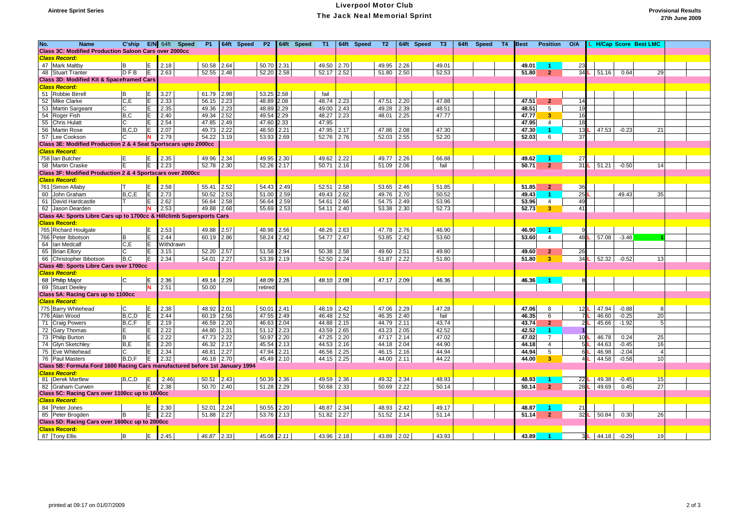# Liverpool Motor Club

## The Jack Neal Memorial Sprint

Aintree Sprint Series

Provisional Results
27th June 2009

| No. | Name | C'ship | E/N | 64ft | Speed | P1 | 64ft | Speed | P2 | 64ft | Speed | T1 | 64ft | Speed | T2 | 64ft | Speed | T3 | 64ft | Speed | T4 | Best | Position | O/A | L | H/Cap | Score | Best LMC |
|---|---|---|---|---|---|---|---|---|---|---|---|---|---|---|---|---|---|---|---|---|---|---|---|---|---|---|---|---|
| **Class 3C: Modified Production Saloon Cars over 2000cc** | | | | | | | | | | | | | | | | | | | | | | | | | | | | |
| ***Class Record:*** | | | | | | | | | | | | | | | | | | | | | | | | | | | | |
| 47 | Mark Maltby | B | E | 2.18 | | 50.58 | 2.64 | | 50.70 | 2.31 | | 49.50 | 2.70 | | 49.95 | 2.26 | | 49.01 | | | | 49.01 | 1 | 23 | | | | |
| 48 | Stuart Tranter | D F B | E | 2.63 | | 52.55 | 2.48 | | 52.20 | 2.58 | | 52.17 | 2.52 | | 51.80 | 2.50 | | 52.53 | | | | 51.80 | 2 | 34 | L | 51.16 | 0.64 | 29 |
| **Class 3D: Modified Kit & Spaceframed Cars** | | | | | | | | | | | | | | | | | | | | | | | | | | | | |
| ***Class Record:*** | | | | | | | | | | | | | | | | | | | | | | | | | | | | |
| 51 | Robbie Birrell | B | E | 3.27 | | 61.79 | 2.98 | | 53.25 | 2.58 | | fail | | | | | | | | | | | | | | | | |
| 52 | Mike Clarke | C,E | E | 2.33 | | 56.15 | 2.23 | | 48.89 | 2.08 | | 48.74 | 2.23 | | 47.51 | 2.20 | | 47.88 | | | | 47.51 | 2 | 14 | | | | |
| 53 | Martin Sargeant | C | E | 2.35 | | 49.36 | 2.23 | | 48.89 | 2.29 | | 49.00 | 2.43 | | 49.28 | 2.39 | | 48.51 | | | | 48.51 | 5 | 19 | | | | |
| 54 | Roger Fish | B,C | E | 2.40 | | 49.34 | 2.52 | | 49.54 | 2.29 | | 48.27 | 2.23 | | 48.01 | 2.25 | | 47.77 | | | | 47.77 | 3 | 16 | | | | |
| 55 | Chris Hulatt | C | E | 2.54 | | 47.85 | 2.49 | | 47.60 | 2.33 | | 47.95 | | | | | | | | | | 47.95 | 4 | 18 | | | | |
| 56 | Martin Rose | B,C,D | E | 2.07 | | 49.73 | 2.22 | | 48.50 | 2.21 | | 47.95 | 2.17 | | 47.86 | 2.08 | | 47.30 | | | | 47.30 | 1 | 13 | L | 47.53 | -0.23 | 21 |
| 57 | Lee Cookson | C | N | 2.79 | | 54.22 | 3.19 | | 53.93 | 2.69 | | 52.76 | 2.76 | | 52.03 | 2.55 | | 52.20 | | | | 52.03 | 6 | 37 | | | | |
| **Class 3E: Modified Production 2 & 4 Seat Sportscars upto 2000cc** | | | | | | | | | | | | | | | | | | | | | | | | | | | | |
| ***Class Record:*** | | | | | | | | | | | | | | | | | | | | | | | | | | | | |
| 758 | Ian Butcher | E | E | 2.35 | | 49.96 | 2.34 | | 49.95 | 2.30 | | 49.62 | 2.22 | | 49.77 | 2.26 | | 66.88 | | | | 49.62 | 1 | 27 | | | | |
| 58 | Martin Craske | E | E | 2.23 | | 52.78 | 2.30 | | 52.26 | 2.17 | | 50.71 | 2.16 | | 51.09 | 2.06 | | fail | | | | 50.71 | 2 | 31 | L | 51.21 | -0.50 | 14 |
| **Class 3F: Modified Production 2 & 4 Sportscars over 2000cc** | | | | | | | | | | | | | | | | | | | | | | | | | | | | |
| ***Class Record:*** | | | | | | | | | | | | | | | | | | | | | | | | | | | | |
| 761 | Simon Allaby | T | E | 2.58 | | 55.41 | 2.52 | | 54.43 | 2.49 | | 52.51 | 2.58 | | 53.65 | 2.46 | | 51.85 | | | | 51.85 | 2 | 36 | | | | |
| 60 | John Graham | B,C,E | E | 2.73 | | 50.52 | 2.53 | | 51.00 | 2.59 | | 49.43 | 2.62 | | 49.76 | 2.70 | | 50.52 | | | | 49.43 | 1 | 25 | L | | 49.43 | 35 |
| 61 | David Hardcastle | T | E | 2.62 | | 56.64 | 2.58 | | 56.64 | 2.59 | | 54.61 | 2.66 | | 54.75 | 2.49 | | 53.96 | | | | 53.96 | 4 | 49 | | | | |
| 62 | Jason Dearden | | N | 2.53 | | 49.88 | 2.68 | | 55.69 | 2.53 | | 54.11 | 2.40 | | 53.38 | 2.30 | | 52.73 | | | | 52.73 | 3 | 41 | | | | |
| **Class 4A: Sports Libre Cars up to 1700cc & Hillclimb Supersports Cars** | | | | | | | | | | | | | | | | | | | | | | | | | | | | |
| ***Class Record:*** | | | | | | | | | | | | | | | | | | | | | | | | | | | | |
| 765 | Richard Houlgate | | E | 2.53 | | 49.88 | 2.57 | | 48.98 | 2.56 | | 48.26 | 2.63 | | 47.78 | 2.76 | | 46.90 | | | | 46.90 | 1 | 9 | | | | |
| 766 | Peter Ibbotson | B | E | 2.44 | | 60.19 | 2.86 | | 58.24 | 2.42 | | 54.77 | 2.47 | | 53.85 | 2.42 | | 53.60 | | | | 53.60 | 4 | 48 | L | 57.08 | -3.48 | 1 |
| 64 | Ian Medcalf | C,E | E | Withdrawn | | | | | | | | | | | | | | | | | | | | | | | | |
| 65 | Brian Ellory | C | E | 3.15 | | 52.20 | 2.57 | | 51.58 | 2.94 | | 50.38 | 2.58 | | 49.60 | 2.51 | | 49.80 | | | | 49.60 | 2 | 26 | | | | |
| 66 | Christopher Ibbotson | B,C | E | 2.34 | | 54.01 | 2.27 | | 53.39 | 2.19 | | 52.50 | 2.24 | | 51.87 | 2.22 | | 51.80 | | | | 51.80 | 3 | 34 | L | 52.32 | -0.52 | 13 |
| **Class 4B: Sports Libre Cars over 1700cc** | | | | | | | | | | | | | | | | | | | | | | | | | | | | |
| ***Class Record:*** | | | | | | | | | | | | | | | | | | | | | | | | | | | | |
| 68 | Philip Major | C | E | 2.36 | | 49.14 | 2.29 | | 48.09 | 2.26 | | 48.10 | 2.08 | | 47.17 | 2.09 | | 46.36 | | | | 46.36 | 1 | 8 | | | | |
| 69 | Stuart Deeley | | N | 2.51 | | 50.00 | | | retired | | | | | | | | | | | | | | | | | | | |
| **Class 5A: Racing Cars up to 1100cc** | | | | | | | | | | | | | | | | | | | | | | | | | | | | |
| ***Class Record:*** | | | | | | | | | | | | | | | | | | | | | | | | | | | | |
| 775 | Barry Whitehead | C | E | 2.38 | | 48.92 | 2.01 | | 50.01 | 2.41 | | 48.19 | 2.42 | | 47.06 | 2.29 | | 47.28 | | | | 47.06 | 8 | 12 | L | 47.94 | -0.88 | 8 |
| 776 | Alan Wood | B,C,D | E | 2.44 | | 60.19 | 2.56 | | 47.55 | 2.49 | | 46.48 | 2.52 | | 46.35 | 2.40 | | fail | | | | 46.35 | 6 | 7 | L | 46.60 | -0.25 | 20 |
| 71 | Craig Powers | B,C,F | E | 2.19 | | 46.59 | 2.20 | | 46.63 | 2.04 | | 44.88 | 2.15 | | 44.79 | 2.11 | | 43.74 | | | | 43.74 | 2 | 2 | L | 45.66 | -1.92 | 5 |
| 72 | Gary Thomas | E | E | 2.22 | | 44.80 | 2.31 | | 51.12 | 2.23 | | 43.59 | 2.65 | | 43.23 | 2.05 | | 42.52 | | | | 42.52 | 1 | 1 | | | | |
| 73 | Philip Burton | B | E | 2.22 | | 47.73 | 2.22 | | 50.97 | 2.20 | | 47.25 | 2.20 | | 47.17 | 2.14 | | 47.02 | | | | 47.02 | 7 | 10 | L | 46.78 | 0.24 | 25 |
| 74 | Glyn Sketchley | B,E | E | 2.20 | | 46.32 | 2.17 | | 45.54 | 2.13 | | 44.53 | 2.16 | | 44.18 | 2.04 | | 44.90 | | | | 44.18 | 4 | 5 | L | 44.63 | -0.45 | 16 |
| 75 | Eve Whitehead | C | E | 2.34 | | 48.81 | 2.27 | | 47.94 | 2.21 | | 46.56 | 2.25 | | 46.15 | 2.16 | | 44.94 | | | | 44.94 | 5 | 6 | L | 46.98 | -2.04 | 4 |
| 76 | Paul Masters | B,D,F | E | 2.32 | | 46.18 | 2.70 | | 45.49 | 2.10 | | 44.15 | 2.25 | | 44.00 | 2.11 | | 44.22 | | | | 44.00 | 3 | 4 | L | 44.58 | -0.58 | 10 |
| **Class 5B: Formula Ford 1600 Racing Cars manufactured before 1st January 1994** | | | | | | | | | | | | | | | | | | | | | | | | | | | | |
| ***Class Record:*** | | | | | | | | | | | | | | | | | | | | | | | | | | | | |
| 81 | Derek Martlew | B,C,D | E | 2.46 | | *50.51* | 2.43 | | 50.39 | 2.36 | | 49.59 | 2.36 | | 49.32 | 2.34 | | 48.93 | | | | 48.93 | 1 | 22 | L | 49.38 | -0.45 | 15 |
| 82 | Graham Curwen | | E | 2.38 | | 50.70 | 2.40 | | 51.28 | 2.29 | | 50.68 | 2.33 | | 50.69 | 2.22 | | 50.14 | | | | 50.14 | 2 | 28 | L | 49.69 | 0.45 | 27 |
| **Class 5C: Racing Cars over 1100cc up to 1600cc** | | | | | | | | | | | | | | | | | | | | | | | | | | | | |
| ***Class Record:*** | | | | | | | | | | | | | | | | | | | | | | | | | | | | |
| 84 | Peter Jones | | E | 2.30 | | 52.01 | 2.24 | | 50.55 | 2.20 | | 48.87 | 2.34 | | 48.93 | 2.42 | | 49.17 | | | | 48.87 | 1 | 21 | | | | |
| 85 | Peter Brogden | B | E | 2.22 | | 51.88 | 2.27 | | 53.76 | 2.13 | | 51.82 | 2.27 | | 51.52 | 2.14 | | 51.14 | | | | 51.14 | 2 | 32 | L | 50.84 | 0.30 | 26 |
| **Class 5D: Racing Cars over 1600cc up to 2000cc** | | | | | | | | | | | | | | | | | | | | | | | | | | | | |
| ***Class Record:*** | | | | | | | | | | | | | | | | | | | | | | | | | | | | |
| 87 | Tony Ellis | B | E | 2.45 | | *46.87* | 2.33 | | 45.08 | *2.11* | | 43.96 | 2.18 | | 43.89 | 2.02 | | 43.93 | | | | 43.89 | 1 | 3 | L | 44.18 | -0.29 | 19 |

printed at 09:17 on 01/07/2009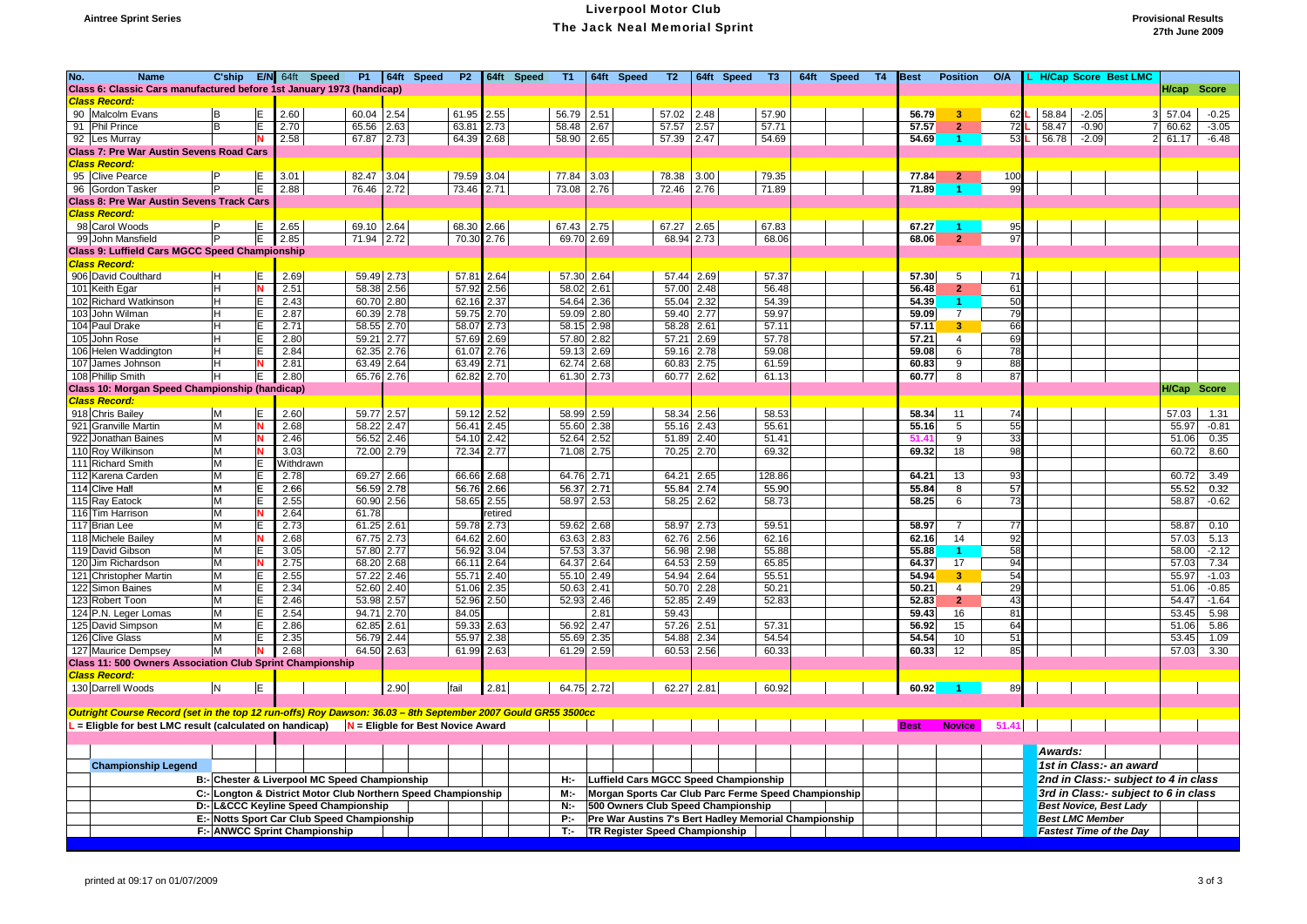# Liverpool Motor Club

## The Jack Neal Memorial Sprint

Aintree Sprint Series

Provisional Results

27th June 2009

| No. | Name | C'ship | E/N | 64ft | Speed | P1 | 64ft | Speed | P2 | 64ft | Speed | T1 | 64ft | Speed | T2 | 64ft | Speed | T3 | 64ft | Speed | T4 | Best | Position | O/A | L | H/Cap | Score | Best LMC | | |
|---|---|---|---|---|---|---|---|---|---|---|---|---|---|---|---|---|---|---|---|---|---|---|---|---|---|---|---|---|---|---|
| **Class 6: Classic Cars manufactured before 1st January 1973 (handicap)** | | | | | | | | | | | | | | | | | | | | | | | | | | | | | **H/cap** | **Score** |
| ***Class Record:*** | | | | | | | | | | | | | | | | | | | | | | | | | | | | | | |
| 90 | Malcolm Evans | B | E | 2.60 | | 60.04 | 2.54 | | 61.95 | 2.55 | | 56.79 | 2.51 | | 57.02 | 2.48 | | 57.90 | | | | 56.79 | 3 | 62 | L | 58.84 | -2.05 | 3 | 57.04 | -0.25 |
| 91 | Phil Prince | B | E | 2.70 | | 65.56 | 2.63 | | 63.81 | 2.73 | | 58.48 | 2.67 | | 57.57 | 2.57 | | 57.71 | | | | 57.57 | 2 | 72 | L | 58.47 | -0.90 | 7 | 60.62 | -3.05 |
| 92 | Les Murray | | N | 2.58 | | 67.87 | 2.73 | | 64.39 | 2.68 | | 58.90 | 2.65 | | 57.39 | 2.47 | | 54.69 | | | | 54.69 | 1 | 53 | L | 56.78 | -2.09 | 2 | 61.17 | -6.48 |
| **Class 7: Pre War Austin Sevens Road Cars** | | | | | | | | | | | | | | | | | | | | | | | | | | | | | | |
| ***Class Record:*** | | | | | | | | | | | | | | | | | | | | | | | | | | | | | | |
| 95 | Clive Pearce | P | E | 3.01 | | 82.47 | 3.04 | | 79.59 | 3.04 | | 77.84 | 3.03 | | 78.38 | 3.00 | | 79.35 | | | | 77.84 | 2 | 100 | | | | | | |
| 96 | Gordon Tasker | P | E | 2.88 | | 76.46 | 2.72 | | 73.46 | 2.71 | | 73.08 | 2.76 | | 72.46 | 2.76 | | 71.89 | | | | 71.89 | 1 | 99 | | | | | | |
| **Class 8: Pre War Austin Sevens Track Cars** | | | | | | | | | | | | | | | | | | | | | | | | | | | | | | |
| ***Class Record:*** | | | | | | | | | | | | | | | | | | | | | | | | | | | | | | |
| 98 | Carol Woods | P | E | 2.65 | | 69.10 | 2.64 | | 68.30 | 2.66 | | 67.43 | 2.75 | | 67.27 | 2.65 | | 67.83 | | | | 67.27 | 1 | 95 | | | | | | |
| 99 | John Mansfield | P | E | 2.85 | | 71.94 | 2.72 | | 70.30 | 2.76 | | 69.70 | 2.69 | | 68.94 | 2.73 | | 68.06 | | | | 68.06 | 2 | 97 | | | | | | |
| **Class 9: Luffield Cars MGCC Speed Championship** | | | | | | | | | | | | | | | | | | | | | | | | | | | | | | |
| ***Class Record:*** | | | | | | | | | | | | | | | | | | | | | | | | | | | | | | |
| 906 | David Coulthard | H | E | 2.69 | | 59.49 | 2.73 | | 57.81 | 2.64 | | 57.30 | 2.64 | | 57.44 | 2.69 | | 57.37 | | | | 57.30 | 5 | 71 | | | | | | |
| 101 | Keith Egar | H | N | 2.51 | | 58.38 | 2.56 | | 57.92 | 2.56 | | 58.02 | 2.61 | | 57.00 | 2.48 | | 56.48 | | | | 56.48 | 2 | 61 | | | | | | |
| 102 | Richard Watkinson | H | E | 2.43 | | 60.70 | 2.80 | | 62.16 | 2.37 | | 54.64 | 2.36 | | 55.04 | 2.32 | | 54.39 | | | | 54.39 | 1 | 50 | | | | | | |
| 103 | John Wilman | H | E | 2.87 | | 60.39 | 2.78 | | 59.75 | 2.70 | | 59.09 | 2.80 | | 59.40 | 2.77 | | 59.97 | | | | 59.09 | 7 | 79 | | | | | | |
| 104 | Paul Drake | H | E | 2.71 | | 58.55 | 2.70 | | 58.07 | 2.73 | | 58.15 | 2.98 | | 58.28 | 2.61 | | 57.11 | | | | 57.11 | 3 | 66 | | | | | | |
| 105 | John Rose | H | E | 2.80 | | 59.21 | 2.77 | | 57.69 | 2.69 | | 57.80 | 2.82 | | 57.21 | 2.69 | | 57.78 | | | | 57.21 | 4 | 69 | | | | | | |
| 106 | Helen Waddington | H | E | 2.84 | | 62.35 | 2.76 | | 61.07 | 2.76 | | 59.13 | 2.69 | | 59.16 | 2.78 | | 59.08 | | | | 59.08 | 6 | 78 | | | | | | |
| 107 | James Johnson | H | N | 2.81 | | 63.49 | 2.64 | | 63.49 | 2.71 | | 62.74 | 2.68 | | 60.83 | 2.75 | | 61.59 | | | | 60.83 | 9 | 88 | | | | | | |
| 108 | Phillip Smith | H | E | 2.80 | | 65.76 | 2.76 | | 62.82 | 2.70 | | 61.30 | 2.73 | | 60.77 | 2.62 | | 61.13 | | | | 60.77 | 8 | 87 | | | | | | |
| **Class 10: Morgan Speed Championship (handicap)** | | | | | | | | | | | | | | | | | | | | | | | | | | | | | **H/Cap** | **Score** |
| ***Class Record:*** | | | | | | | | | | | | | | | | | | | | | | | | | | | | | | |
| 918 | Chris Bailey | M | E | 2.60 | | 59.77 | 2.57 | | 59.12 | 2.52 | | 58.99 | 2.59 | | 58.34 | 2.56 | | 58.53 | | | | 58.34 | 11 | 74 | | | | | 57.03 | 1.31 |
| 921 | Granville Martin | M | N | 2.68 | | 58.22 | 2.47 | | 56.41 | 2.45 | | 55.60 | 2.38 | | 55.16 | 2.43 | | 55.61 | | | | 55.16 | 5 | 55 | | | | | 55.97 | -0.81 |
| 922 | Jonathan Baines | M | N | 2.46 | | 56.52 | 2.46 | | 54.10 | 2.42 | | 52.64 | 2.52 | | 51.89 | 2.40 | | 51.41 | | | | 51.41 | 9 | 33 | | | | | 51.06 | 0.35 |
| 110 | Roy Wilkinson | M | N | 3.03 | | 72.00 | 2.79 | | 72.34 | 2.77 | | 71.08 | 2.75 | | 70.25 | 2.70 | | 69.32 | | | | 69.32 | 18 | 98 | | | | | 60.72 | 8.60 |
| 111 | Richard Smith | M | E | Withdrawn | | | | | | | | | | | | | | | | | | | | | | | | | | |
| 112 | Karena Carden | M | E | 2.78 | | 69.27 | 2.66 | | 66.66 | 2.68 | | 64.76 | 2.71 | | 64.21 | 2.65 | | 128.86 | | | | 64.21 | 13 | 93 | | | | | 60.72 | 3.49 |
| 114 | Clive Hall | M | E | 2.66 | | 56.59 | 2.78 | | 56.76 | 2.66 | | 56.37 | 2.71 | | 55.84 | 2.74 | | 55.90 | | | | 55.84 | 8 | 57 | | | | | 55.52 | 0.32 |
| 115 | Ray Eatock | M | E | 2.55 | | 60.90 | 2.56 | | 58.65 | 2.55 | | 58.97 | 2.53 | | 58.25 | 2.62 | | 58.73 | | | | 58.25 | 6 | 73 | | | | | 58.87 | -0.62 |
| 116 | Tim Harrison | M | N | 2.64 | | 61.78 | | | | retired | | | | | | | | | | | | | | | | | | | | |
| 117 | Brian Lee | M | E | 2.73 | | 61.25 | 2.61 | | 59.78 | 2.73 | | 59.62 | 2.68 | | 58.97 | 2.73 | | 59.51 | | | | 58.97 | 7 | 77 | | | | | 58.87 | 0.10 |
| 118 | Michele Bailey | M | N | 2.68 | | 67.75 | 2.73 | | 64.62 | 2.60 | | 63.63 | 2.83 | | 62.76 | 2.56 | | 62.16 | | | | 62.16 | 14 | 92 | | | | | 57.03 | 5.13 |
| 119 | David Gibson | M | E | 3.05 | | 57.80 | 2.77 | | 56.92 | 3.04 | | 57.53 | 3.37 | | 56.98 | 2.98 | | 55.88 | | | | 55.88 | 1 | 58 | | | | | 58.00 | -2.12 |
| 120 | Jim Richardson | M | N | 2.75 | | 68.20 | 2.68 | | 66.11 | 2.64 | | 64.37 | 2.64 | | 64.53 | 2.59 | | 65.85 | | | | 64.37 | 17 | 94 | | | | | 57.03 | 7.34 |
| 121 | Christopher Martin | M | E | 2.55 | | 57.22 | 2.46 | | 55.71 | 2.40 | | 55.10 | 2.49 | | 54.94 | 2.64 | | 55.51 | | | | 54.94 | 3 | 54 | | | | | 55.97 | -1.03 |
| 122 | Simon Baines | M | E | 2.34 | | 52.60 | 2.40 | | 51.06 | 2.35 | | 50.63 | 2.41 | | 50.70 | 2.28 | | 50.21 | | | | 50.21 | 4 | 29 | | | | | 51.06 | -0.85 |
| 123 | Robert Toon | M | E | 2.46 | | 53.98 | 2.57 | | 52.96 | 2.50 | | 52.93 | 2.46 | | 52.85 | 2.49 | | 52.83 | | | | 52.83 | 2 | 43 | | | | | 54.47 | -1.64 |
| 124 | P.N. Leger Lomas | M | E | 2.54 | | 94.71 | 2.70 | | 84.05 | | | | 2.81 | | 59.43 | | | | | | | 59.43 | 16 | 81 | | | | | 53.45 | 5.98 |
| 125 | David Simpson | M | E | 2.86 | | 62.85 | 2.61 | | 59.33 | 2.63 | | 56.92 | 2.47 | | 57.26 | 2.51 | | 57.31 | | | | 56.92 | 15 | 64 | | | | | 51.06 | 5.86 |
| 126 | Clive Glass | M | E | 2.35 | | 56.79 | 2.44 | | 55.97 | 2.38 | | 55.69 | 2.35 | | 54.88 | 2.34 | | 54.54 | | | | 54.54 | 10 | 51 | | | | | 53.45 | 1.09 |
| 127 | Maurice Dempsey | M | N | 2.68 | | 64.50 | 2.63 | | 61.99 | 2.63 | | 61.29 | 2.59 | | 60.53 | 2.56 | | 60.33 | | | | 60.33 | 12 | 85 | | | | | 57.03 | 3.30 |
| **Class 11: 500 Owners Association Club Sprint Championship** | | | | | | | | | | | | | | | | | | | | | | | | | | | | | | |
| ***Class Record:*** | | | | | | | | | | | | | | | | | | | | | | | | | | | | | | |
| 130 | Darrell Woods | N | E | | | | 2.90 | | fail | 2.81 | | 64.75 | 2.72 | | 62.27 | 2.81 | | 60.92 | | | | 60.92 | 1 | 89 | | | | | | |

***Outright Course Record (set in the top 12 run-offs) Roy Dawson: 36.03 – 8th September 2007 Gould GR55 3500cc***

**L = Eligble for best LMC result (calculated on handicap)** **N = Eligble for Best Novice Award**

**Best Novice** 51.41

**Championship Legend**

| | | | |
|---|---|---|---|
| B:- | Chester & Liverpool MC Speed Championship | H:- | Luffield Cars MGCC Speed Championship |
| C:- | Longton & District Motor Club Northern Speed Championship | M:- | Morgan Sports Car Club Parc Ferme Speed Championship |
| D:- | L&CCC Keyline Speed Championship | N:- | 500 Owners Club Speed Championship |
| E:- | Notts Sport Car Club Speed Championship | P:- | Pre War Austins 7's Bert Hadley Memorial Championship |
| F:- | ANWCC Sprint Championship | T:- | TR Register Speed Championship |

***Awards:***

- *1st in Class:- an award*
- *2nd in Class:- subject to 4 in class*
- *3rd in Class:- subject to 6 in class*
- *Best Novice, Best Lady*
- *Best LMC Member*
- *Fastest Time of the Day*